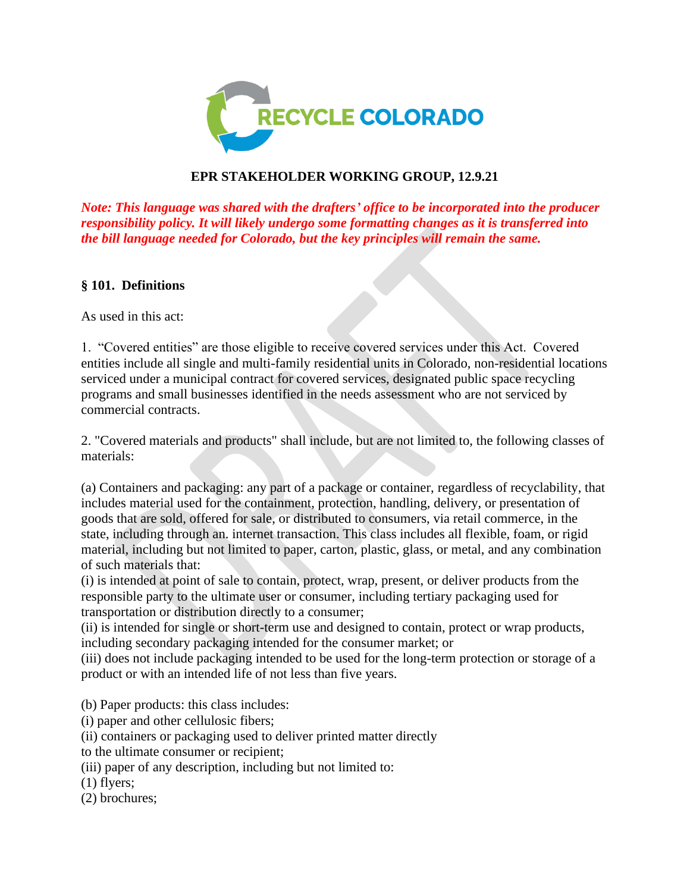RECYCLE COLORADO

**EPR STAKEHOLDER WORKING GROUP, 12.9.21**

***Note: This language was shared with the drafters' office to be incorporated into the producer responsibility policy. It will likely undergo some formatting changes as it is transferred into the bill language needed for Colorado, but the key principles will remain the same.***

## § 101. Definitions

As used in this act:

1. "Covered entities" are those eligible to receive covered services under this Act. Covered entities include all single and multi-family residential units in Colorado, non-residential locations serviced under a municipal contract for covered services, designated public space recycling programs and small businesses identified in the needs assessment who are not serviced by commercial contracts.

2. "Covered materials and products" shall include, but are not limited to, the following classes of materials:

(a) Containers and packaging: any part of a package or container, regardless of recyclability, that includes material used for the containment, protection, handling, delivery, or presentation of goods that are sold, offered for sale, or distributed to consumers, via retail commerce, in the state, including through an. internet transaction. This class includes all flexible, foam, or rigid material, including but not limited to paper, carton, plastic, glass, or metal, and any combination of such materials that:
(i) is intended at point of sale to contain, protect, wrap, present, or deliver products from the responsible party to the ultimate user or consumer, including tertiary packaging used for transportation or distribution directly to a consumer;
(ii) is intended for single or short-term use and designed to contain, protect or wrap products, including secondary packaging intended for the consumer market; or
(iii) does not include packaging intended to be used for the long-term protection or storage of a product or with an intended life of not less than five years.

(b) Paper products: this class includes:
(i) paper and other cellulosic fibers;
(ii) containers or packaging used to deliver printed matter directly to the ultimate consumer or recipient;
(iii) paper of any description, including but not limited to:
(1) flyers;
(2) brochures;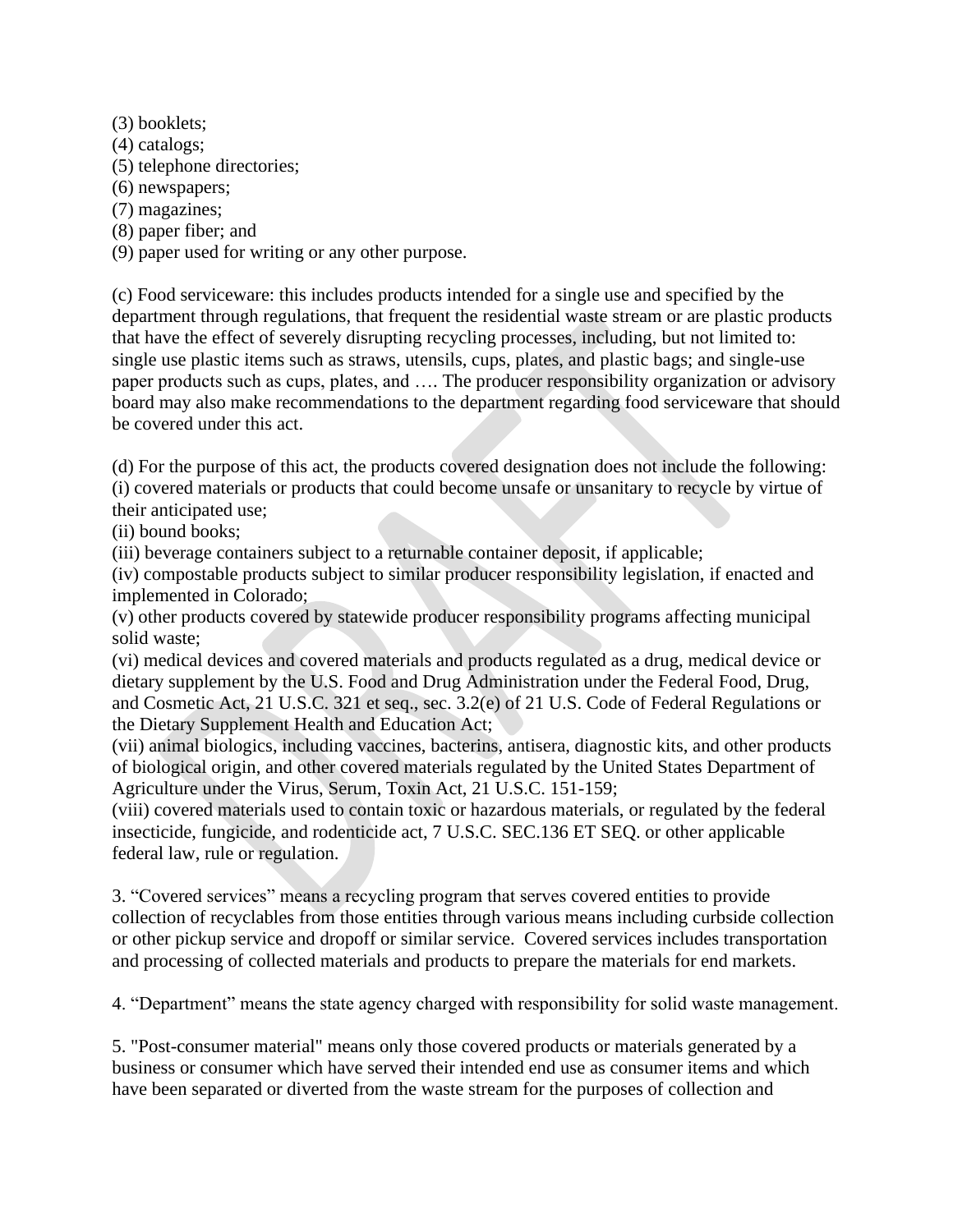(3) booklets;
(4) catalogs;
(5) telephone directories;
(6) newspapers;
(7) magazines;
(8) paper fiber; and
(9) paper used for writing or any other purpose.

(c) Food serviceware: this includes products intended for a single use and specified by the department through regulations, that frequent the residential waste stream or are plastic products that have the effect of severely disrupting recycling processes, including, but not limited to: single use plastic items such as straws, utensils, cups, plates, and plastic bags; and single-use paper products such as cups, plates, and …. The producer responsibility organization or advisory board may also make recommendations to the department regarding food serviceware that should be covered under this act.

(d) For the purpose of this act, the products covered designation does not include the following:
(i) covered materials or products that could become unsafe or unsanitary to recycle by virtue of their anticipated use;
(ii) bound books;
(iii) beverage containers subject to a returnable container deposit, if applicable;
(iv) compostable products subject to similar producer responsibility legislation, if enacted and implemented in Colorado;
(v) other products covered by statewide producer responsibility programs affecting municipal solid waste;
(vi) medical devices and covered materials and products regulated as a drug, medical device or dietary supplement by the U.S. Food and Drug Administration under the Federal Food, Drug, and Cosmetic Act, 21 U.S.C. 321 et seq., sec. 3.2(e) of 21 U.S. Code of Federal Regulations or the Dietary Supplement Health and Education Act;
(vii) animal biologics, including vaccines, bacterins, antisera, diagnostic kits, and other products of biological origin, and other covered materials regulated by the United States Department of Agriculture under the Virus, Serum, Toxin Act, 21 U.S.C. 151-159;
(viii) covered materials used to contain toxic or hazardous materials, or regulated by the federal insecticide, fungicide, and rodenticide act, 7 U.S.C. SEC.136 ET SEQ. or other applicable federal law, rule or regulation.

3. "Covered services" means a recycling program that serves covered entities to provide collection of recyclables from those entities through various means including curbside collection or other pickup service and dropoff or similar service. Covered services includes transportation and processing of collected materials and products to prepare the materials for end markets.

4. "Department" means the state agency charged with responsibility for solid waste management.

5. "Post-consumer material" means only those covered products or materials generated by a business or consumer which have served their intended end use as consumer items and which have been separated or diverted from the waste stream for the purposes of collection and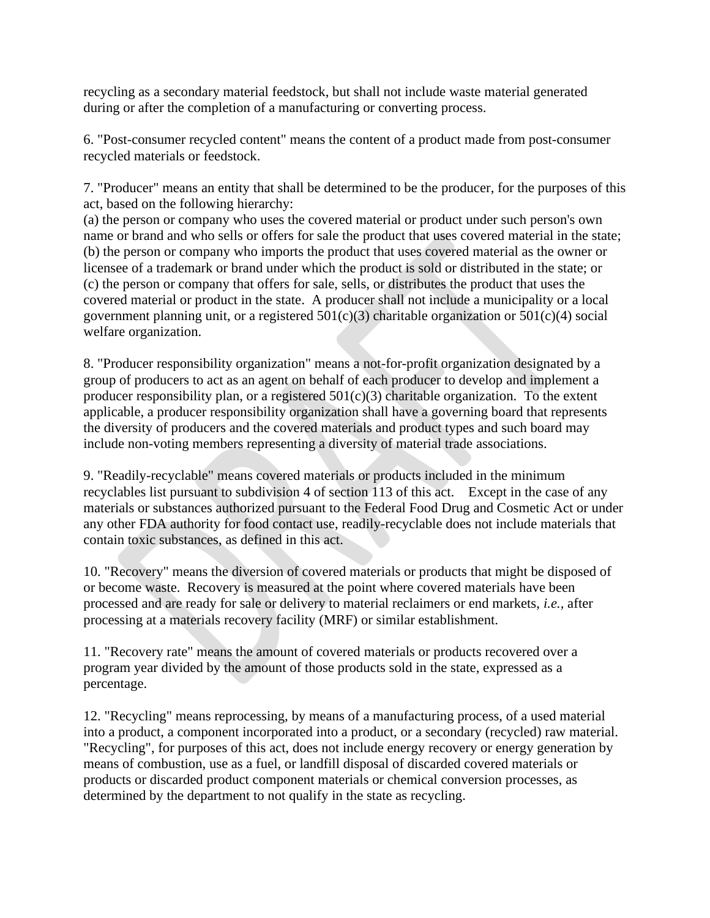recycling as a secondary material feedstock, but shall not include waste material generated during or after the completion of a manufacturing or converting process.

6. "Post-consumer recycled content" means the content of a product made from post-consumer recycled materials or feedstock.

7. "Producer" means an entity that shall be determined to be the producer, for the purposes of this act, based on the following hierarchy:
(a) the person or company who uses the covered material or product under such person's own name or brand and who sells or offers for sale the product that uses covered material in the state;
(b) the person or company who imports the product that uses covered material as the owner or licensee of a trademark or brand under which the product is sold or distributed in the state; or
(c) the person or company that offers for sale, sells, or distributes the product that uses the covered material or product in the state. A producer shall not include a municipality or a local government planning unit, or a registered 501(c)(3) charitable organization or 501(c)(4) social welfare organization.

8. "Producer responsibility organization" means a not-for-profit organization designated by a group of producers to act as an agent on behalf of each producer to develop and implement a producer responsibility plan, or a registered 501(c)(3) charitable organization. To the extent applicable, a producer responsibility organization shall have a governing board that represents the diversity of producers and the covered materials and product types and such board may include non-voting members representing a diversity of material trade associations.

9. "Readily-recyclable" means covered materials or products included in the minimum recyclables list pursuant to subdivision 4 of section 113 of this act. Except in the case of any materials or substances authorized pursuant to the Federal Food Drug and Cosmetic Act or under any other FDA authority for food contact use, readily-recyclable does not include materials that contain toxic substances, as defined in this act.

10. "Recovery" means the diversion of covered materials or products that might be disposed of or become waste. Recovery is measured at the point where covered materials have been processed and are ready for sale or delivery to material reclaimers or end markets, *i.e.*, after processing at a materials recovery facility (MRF) or similar establishment.

11. "Recovery rate" means the amount of covered materials or products recovered over a program year divided by the amount of those products sold in the state, expressed as a percentage.

12. "Recycling" means reprocessing, by means of a manufacturing process, of a used material into a product, a component incorporated into a product, or a secondary (recycled) raw material. "Recycling", for purposes of this act, does not include energy recovery or energy generation by means of combustion, use as a fuel, or landfill disposal of discarded covered materials or products or discarded product component materials or chemical conversion processes, as determined by the department to not qualify in the state as recycling.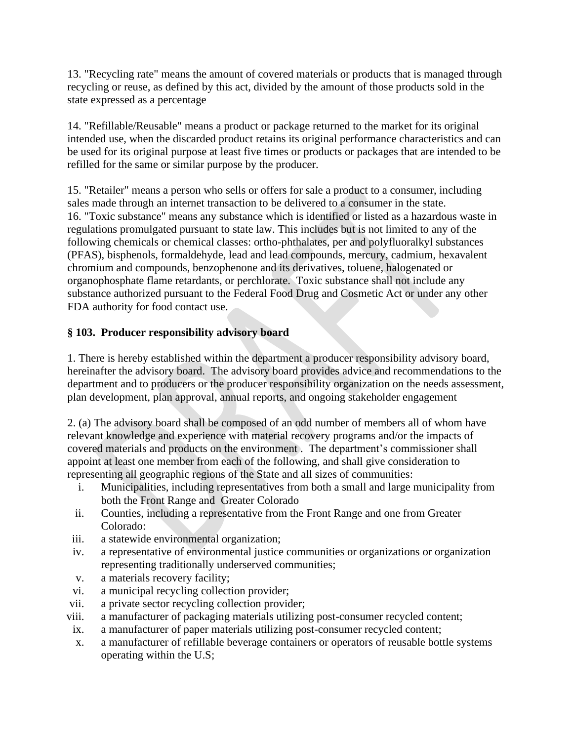13. "Recycling rate" means the amount of covered materials or products that is managed through recycling or reuse, as defined by this act, divided by the amount of those products sold in the state expressed as a percentage

14. "Refillable/Reusable" means a product or package returned to the market for its original intended use, when the discarded product retains its original performance characteristics and can be used for its original purpose at least five times or products or packages that are intended to be refilled for the same or similar purpose by the producer.

15. "Retailer" means a person who sells or offers for sale a product to a consumer, including sales made through an internet transaction to be delivered to a consumer in the state.

16. "Toxic substance" means any substance which is identified or listed as a hazardous waste in regulations promulgated pursuant to state law. This includes but is not limited to any of the following chemicals or chemical classes: ortho-phthalates, per and polyfluoralkyl substances (PFAS), bisphenols, formaldehyde, lead and lead compounds, mercury, cadmium, hexavalent chromium and compounds, benzophenone and its derivatives, toluene, halogenated or organophosphate flame retardants, or perchlorate. Toxic substance shall not include any substance authorized pursuant to the Federal Food Drug and Cosmetic Act or under any other FDA authority for food contact use.

**§ 103. Producer responsibility advisory board**

1. There is hereby established within the department a producer responsibility advisory board, hereinafter the advisory board. The advisory board provides advice and recommendations to the department and to producers or the producer responsibility organization on the needs assessment, plan development, plan approval, annual reports, and ongoing stakeholder engagement

2. (a) The advisory board shall be composed of an odd number of members all of whom have relevant knowledge and experience with material recovery programs and/or the impacts of covered materials and products on the environment . The department's commissioner shall appoint at least one member from each of the following, and shall give consideration to representing all geographic regions of the State and all sizes of communities:

i. Municipalities, including representatives from both a small and large municipality from both the Front Range and Greater Colorado
ii. Counties, including a representative from the Front Range and one from Greater Colorado:
iii. a statewide environmental organization;
iv. a representative of environmental justice communities or organizations or organization representing traditionally underserved communities;
v. a materials recovery facility;
vi. a municipal recycling collection provider;
vii. a private sector recycling collection provider;
viii. a manufacturer of packaging materials utilizing post-consumer recycled content;
ix. a manufacturer of paper materials utilizing post-consumer recycled content;
x. a manufacturer of refillable beverage containers or operators of reusable bottle systems operating within the U.S;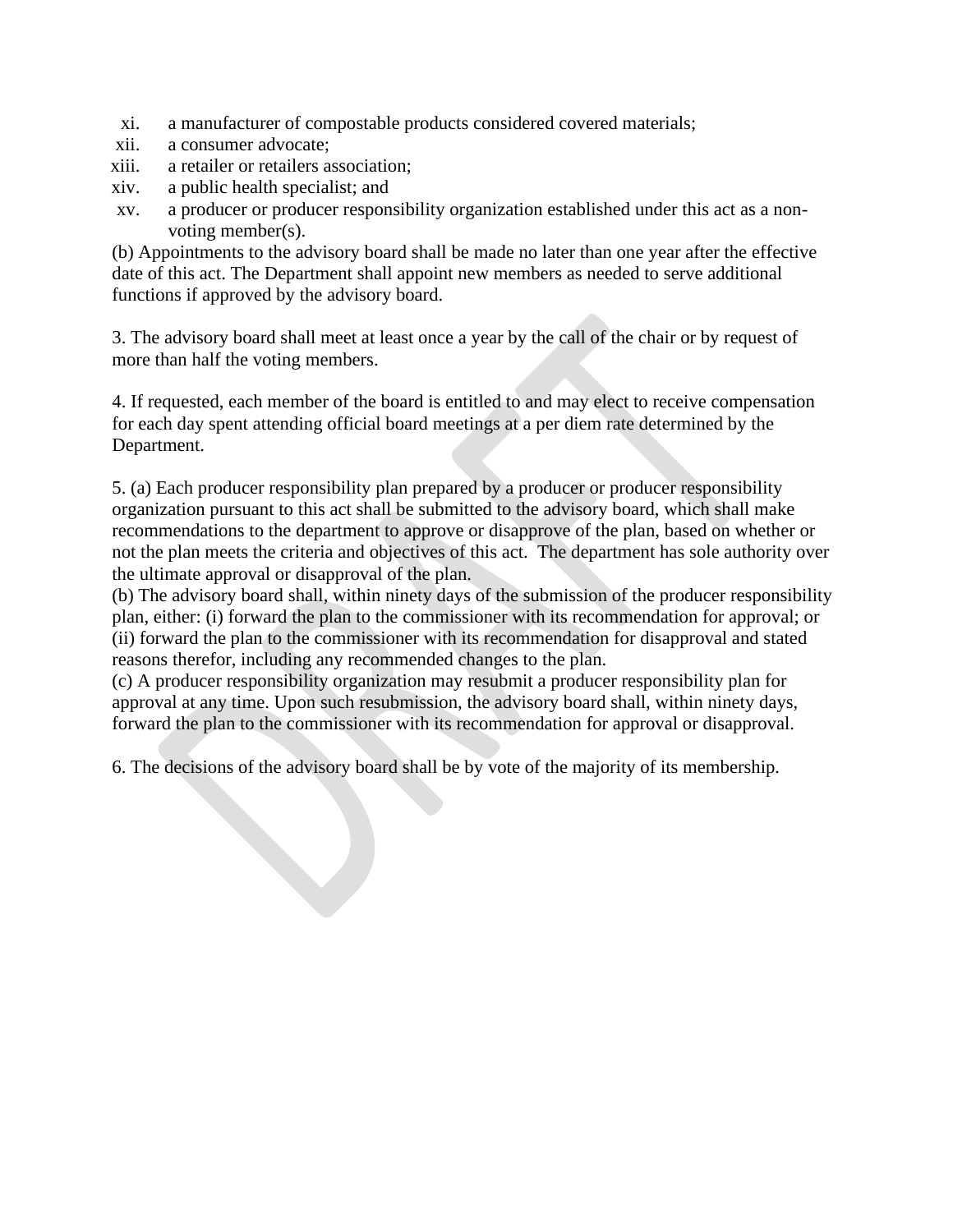- xi. a manufacturer of compostable products considered covered materials;
- xii. a consumer advocate;
- xiii. a retailer or retailers association;
- xiv. a public health specialist; and
- xv. a producer or producer responsibility organization established under this act as a non-voting member(s).

(b) Appointments to the advisory board shall be made no later than one year after the effective date of this act. The Department shall appoint new members as needed to serve additional functions if approved by the advisory board.

3. The advisory board shall meet at least once a year by the call of the chair or by request of more than half the voting members.

4. If requested, each member of the board is entitled to and may elect to receive compensation for each day spent attending official board meetings at a per diem rate determined by the Department.

5. (a) Each producer responsibility plan prepared by a producer or producer responsibility organization pursuant to this act shall be submitted to the advisory board, which shall make recommendations to the department to approve or disapprove of the plan, based on whether or not the plan meets the criteria and objectives of this act. The department has sole authority over the ultimate approval or disapproval of the plan.
(b) The advisory board shall, within ninety days of the submission of the producer responsibility plan, either: (i) forward the plan to the commissioner with its recommendation for approval; or (ii) forward the plan to the commissioner with its recommendation for disapproval and stated reasons therefor, including any recommended changes to the plan.
(c) A producer responsibility organization may resubmit a producer responsibility plan for approval at any time. Upon such resubmission, the advisory board shall, within ninety days, forward the plan to the commissioner with its recommendation for approval or disapproval.

6. The decisions of the advisory board shall be by vote of the majority of its membership.